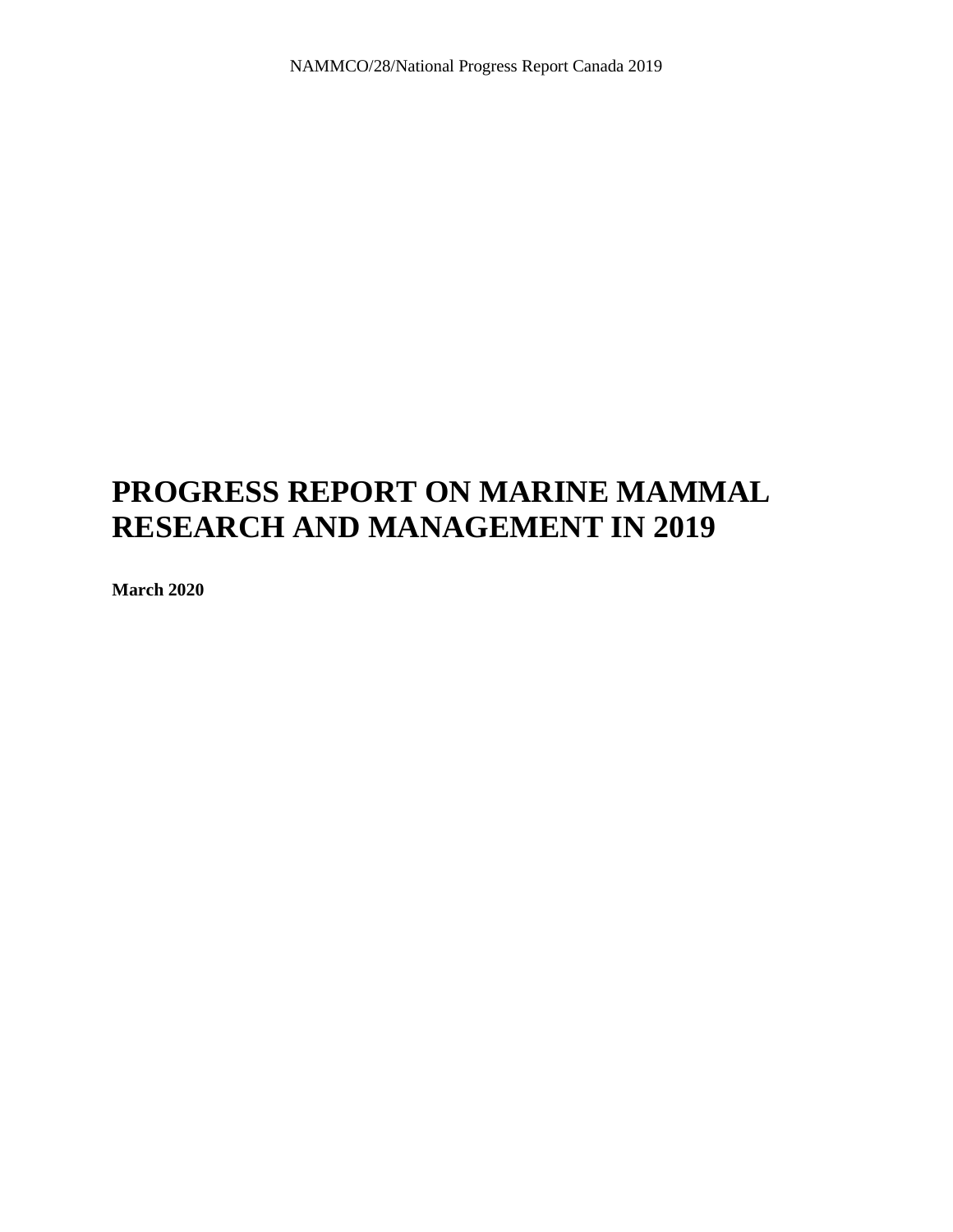# PROGRESS REPORT ON MARINE MAMMAL RESEARCH AND MANAGEMENT IN 2019

**March 2020**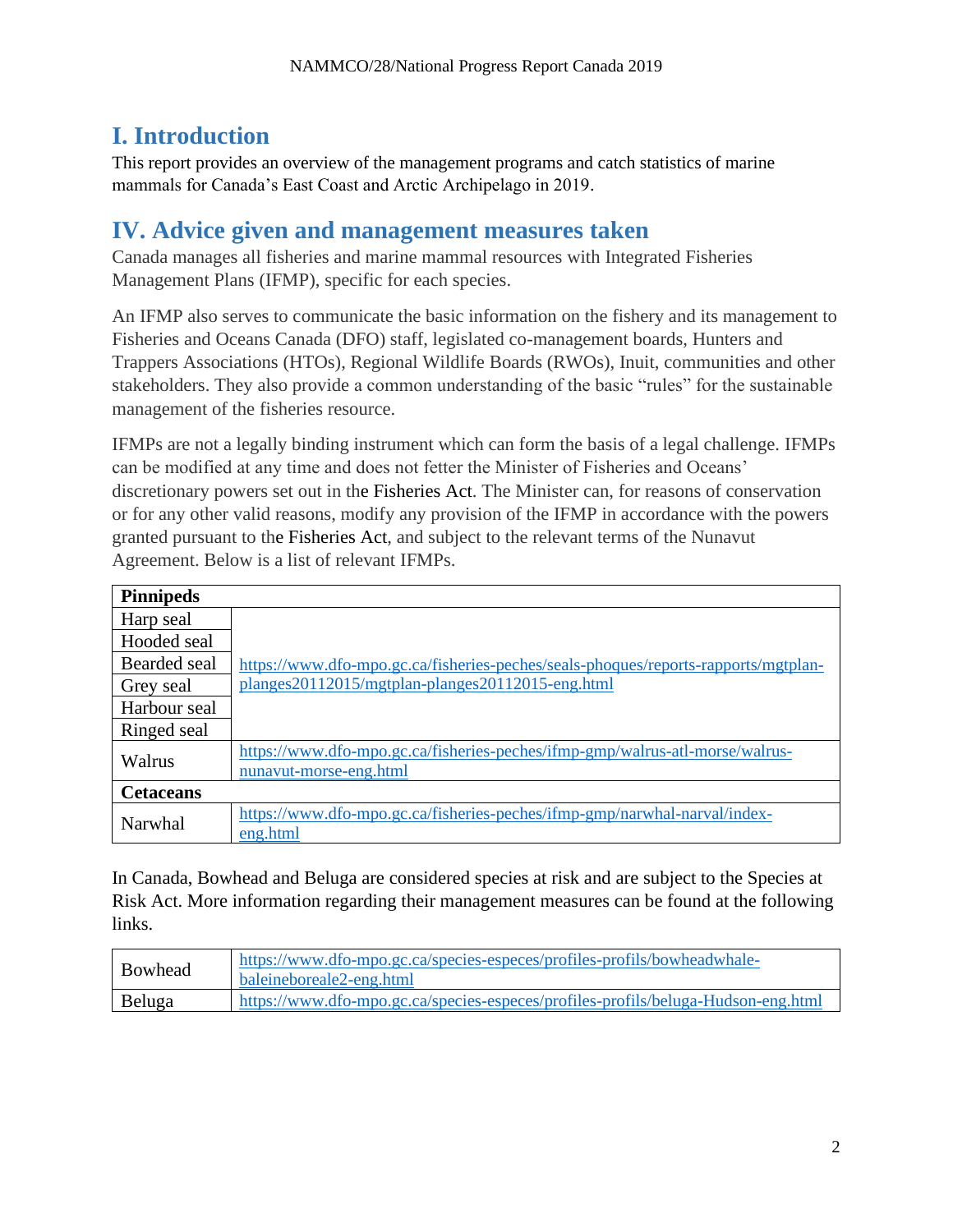## I. Introduction

This report provides an overview of the management programs and catch statistics of marine mammals for Canada's East Coast and Arctic Archipelago in 2019.

## IV. Advice given and management measures taken

Canada manages all fisheries and marine mammal resources with Integrated Fisheries Management Plans (IFMP), specific for each species.

An IFMP also serves to communicate the basic information on the fishery and its management to Fisheries and Oceans Canada (DFO) staff, legislated co-management boards, Hunters and Trappers Associations (HTOs), Regional Wildlife Boards (RWOs), Inuit, communities and other stakeholders. They also provide a common understanding of the basic "rules" for the sustainable management of the fisheries resource.

IFMPs are not a legally binding instrument which can form the basis of a legal challenge. IFMPs can be modified at any time and does not fetter the Minister of Fisheries and Oceans' discretionary powers set out in the Fisheries Act. The Minister can, for reasons of conservation or for any other valid reasons, modify any provision of the IFMP in accordance with the powers granted pursuant to the Fisheries Act, and subject to the relevant terms of the Nunavut Agreement. Below is a list of relevant IFMPs.

| **Pinnipeds** | |
|---|---|
| Harp seal | https://www.dfo-mpo.gc.ca/fisheries-peches/seals-phoques/reports-rapports/mgtplan-planges20112015/mgtplan-planges20112015-eng.html |
| Hooded seal | |
| Bearded seal | |
| Grey seal | |
| Harbour seal | |
| Ringed seal | |
| Walrus | https://www.dfo-mpo.gc.ca/fisheries-peches/ifmp-gmp/walrus-atl-morse/walrus-nunavut-morse-eng.html |
| **Cetaceans** | |
| Narwhal | https://www.dfo-mpo.gc.ca/fisheries-peches/ifmp-gmp/narwhal-narval/index-eng.html |

In Canada, Bowhead and Beluga are considered species at risk and are subject to the Species at Risk Act. More information regarding their management measures can be found at the following links.

| | |
|---|---|
| Bowhead | https://www.dfo-mpo.gc.ca/species-especes/profiles-profils/bowheadwhale-baleineboreale2-eng.html |
| Beluga | https://www.dfo-mpo.gc.ca/species-especes/profiles-profils/beluga-Hudson-eng.html |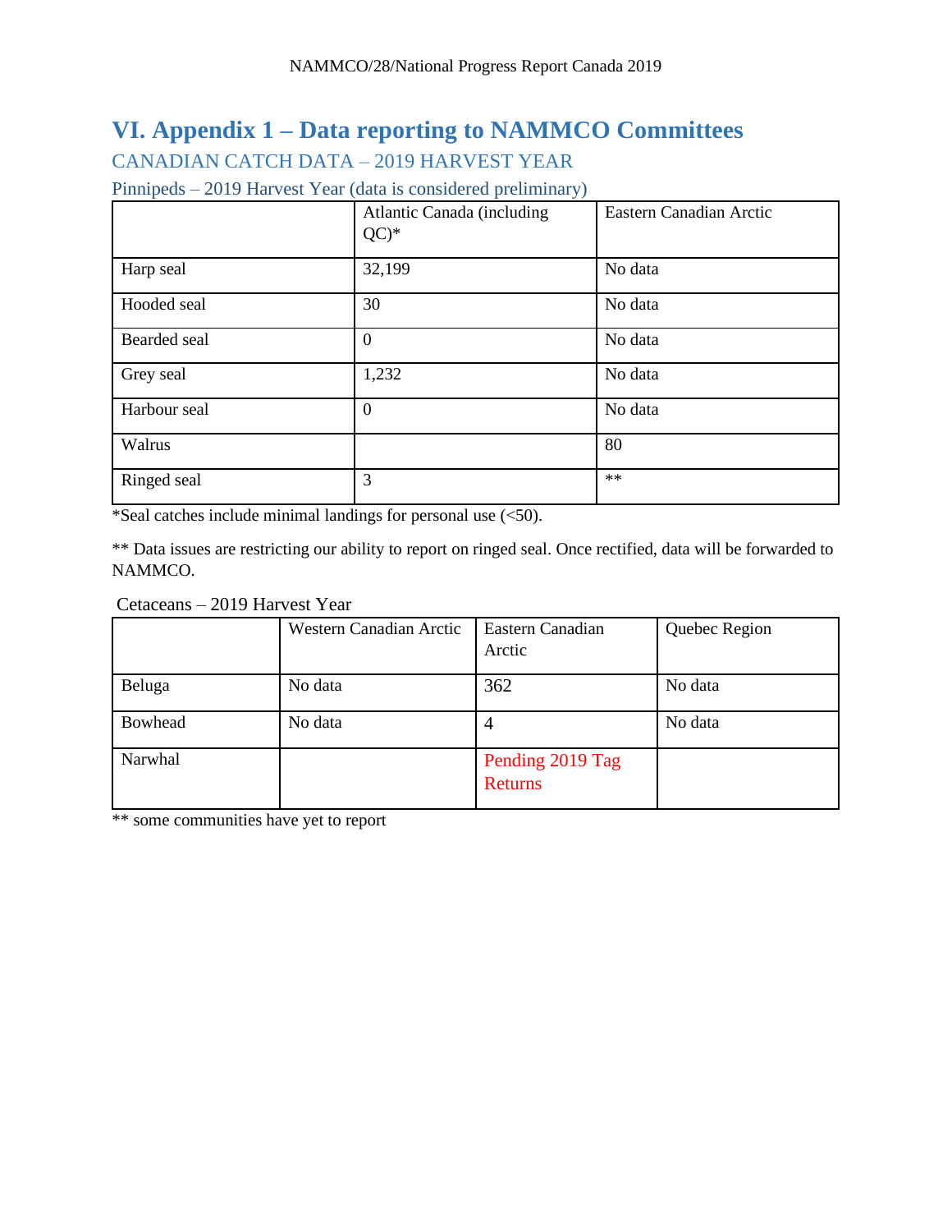# VI. Appendix 1 – Data reporting to NAMMCO Committees

## CANADIAN CATCH DATA – 2019 HARVEST YEAR

### Pinnipeds – 2019 Harvest Year (data is considered preliminary)

| | Atlantic Canada (including QC)* | Eastern Canadian Arctic |
|---|---|---|
| Harp seal | 32,199 | No data |
| Hooded seal | 30 | No data |
| Bearded seal | 0 | No data |
| Grey seal | 1,232 | No data |
| Harbour seal | 0 | No data |
| Walrus | | 80 |
| Ringed seal | 3 | ** |

*Seal catches include minimal landings for personal use (<50).

** Data issues are restricting our ability to report on ringed seal. Once rectified, data will be forwarded to NAMMCO.

Cetaceans – 2019 Harvest Year

| | Western Canadian Arctic | Eastern Canadian Arctic | Quebec Region |
|---|---|---|---|
| Beluga | No data | 362 | No data |
| Bowhead | No data | 4 | No data |
| Narwhal | | Pending 2019 Tag Returns | |

** some communities have yet to report